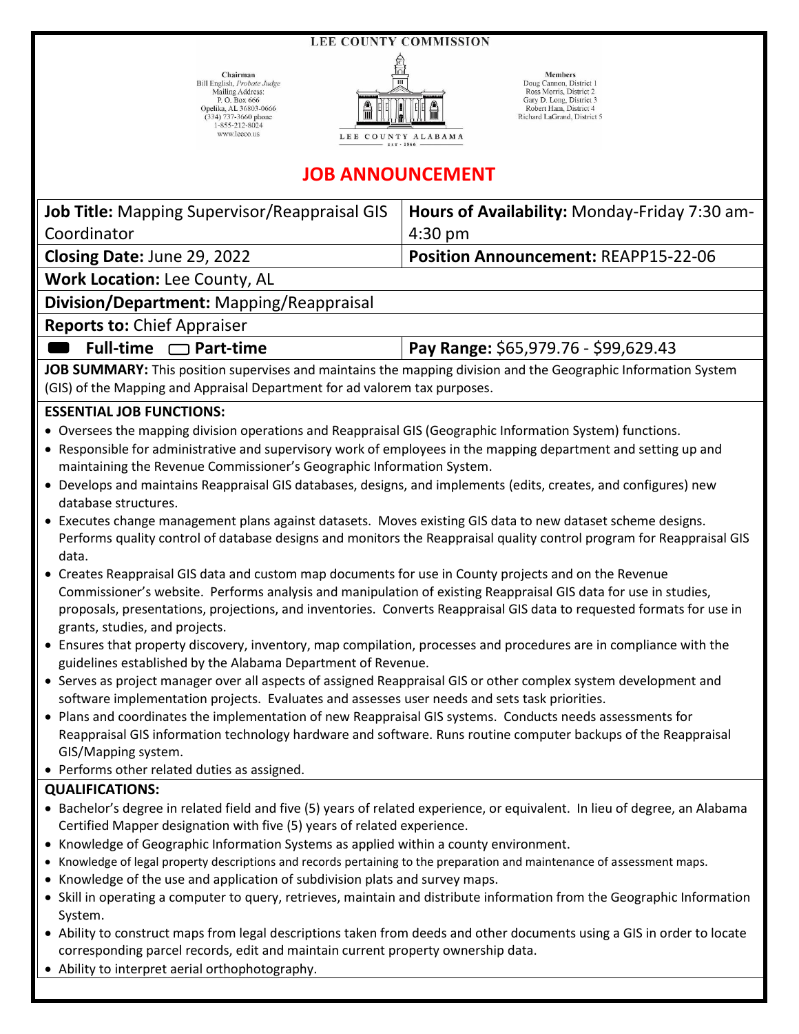LEE COUNTY COMMISSION

Chairman
Bill English, *Probate Judge*
Mailing Address:
P. O. Box 666
Opelika, AL 36803-0666
(334) 737-3660 phone
1-855-212-8024
www.leeco.us

LEE COUNTY ALABAMA
EST · 1866

Members
Doug Cannon, District 1
Ross Morris, District 2
Gary D. Long, District 3
Robert Ham, District 4
Richard LaGrand, District 5

# JOB ANNOUNCEMENT

| **Job Title:** Mapping Supervisor/Reappraisal GIS Coordinator | **Hours of Availability:** Monday-Friday 7:30 am-4:30 pm |
|---|---|
| **Closing Date:** June 29, 2022 | **Position Announcement:** REAPP15-22-06 |
| **Work Location:** Lee County, AL | |
| **Division/Department:** Mapping/Reappraisal | |
| **Reports to:** Chief Appraiser | |
| ■ **Full-time** ☐ **Part-time** | **Pay Range:** $65,979.76 - $99,629.43 |

**JOB SUMMARY:** This position supervises and maintains the mapping division and the Geographic Information System (GIS) of the Mapping and Appraisal Department for ad valorem tax purposes.

**ESSENTIAL JOB FUNCTIONS:**

- Oversees the mapping division operations and Reappraisal GIS (Geographic Information System) functions.
- Responsible for administrative and supervisory work of employees in the mapping department and setting up and maintaining the Revenue Commissioner's Geographic Information System.
- Develops and maintains Reappraisal GIS databases, designs, and implements (edits, creates, and configures) new database structures.
- Executes change management plans against datasets. Moves existing GIS data to new dataset scheme designs. Performs quality control of database designs and monitors the Reappraisal quality control program for Reappraisal GIS data.
- Creates Reappraisal GIS data and custom map documents for use in County projects and on the Revenue Commissioner's website. Performs analysis and manipulation of existing Reappraisal GIS data for use in studies, proposals, presentations, projections, and inventories. Converts Reappraisal GIS data to requested formats for use in grants, studies, and projects.
- Ensures that property discovery, inventory, map compilation, processes and procedures are in compliance with the guidelines established by the Alabama Department of Revenue.
- Serves as project manager over all aspects of assigned Reappraisal GIS or other complex system development and software implementation projects. Evaluates and assesses user needs and sets task priorities.
- Plans and coordinates the implementation of new Reappraisal GIS systems. Conducts needs assessments for Reappraisal GIS information technology hardware and software. Runs routine computer backups of the Reappraisal GIS/Mapping system.
- Performs other related duties as assigned.

**QUALIFICATIONS:**

- Bachelor's degree in related field and five (5) years of related experience, or equivalent. In lieu of degree, an Alabama Certified Mapper designation with five (5) years of related experience.
- Knowledge of Geographic Information Systems as applied within a county environment.
- Knowledge of legal property descriptions and records pertaining to the preparation and maintenance of assessment maps.
- Knowledge of the use and application of subdivision plats and survey maps.
- Skill in operating a computer to query, retrieves, maintain and distribute information from the Geographic Information System.
- Ability to construct maps from legal descriptions taken from deeds and other documents using a GIS in order to locate corresponding parcel records, edit and maintain current property ownership data.
- Ability to interpret aerial orthophotography.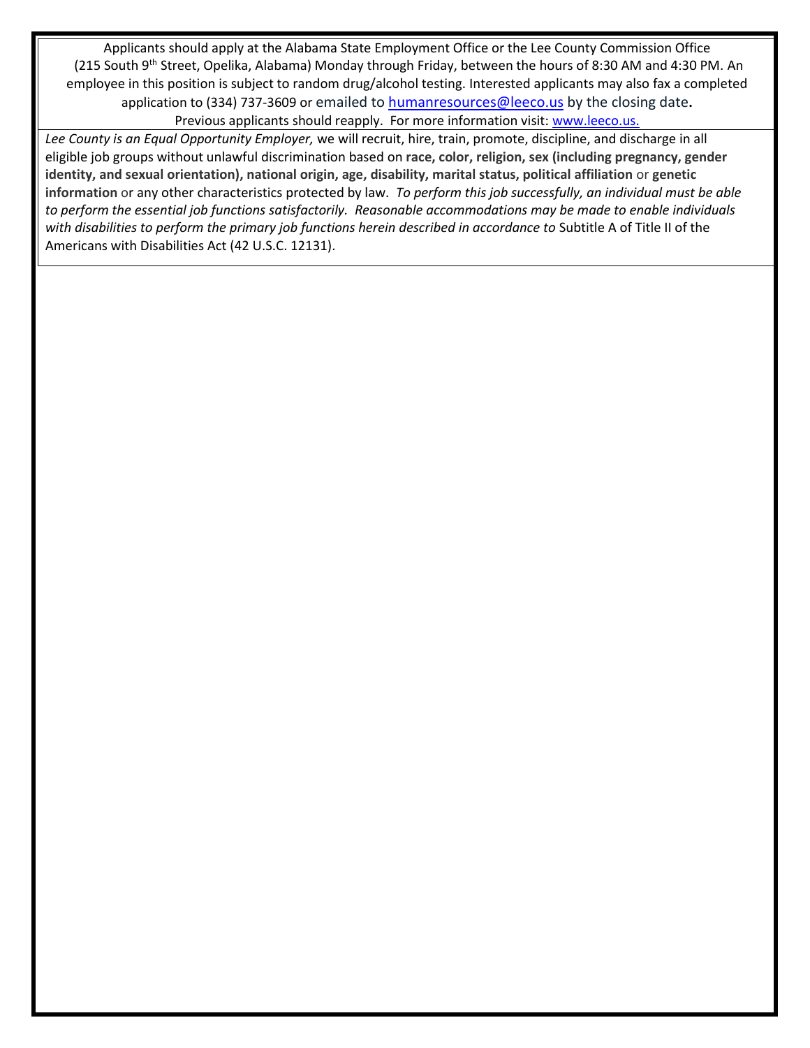Applicants should apply at the Alabama State Employment Office or the Lee County Commission Office (215 South 9th Street, Opelika, Alabama) Monday through Friday, between the hours of 8:30 AM and 4:30 PM. An employee in this position is subject to random drug/alcohol testing. Interested applicants may also fax a completed application to (334) 737-3609 or emailed to humanresources@leeco.us by the closing date**.** Previous applicants should reapply. For more information visit: www.leeco.us.

*Lee County is an Equal Opportunity Employer,* we will recruit, hire, train, promote, discipline, and discharge in all eligible job groups without unlawful discrimination based on **race, color, religion, sex (including pregnancy, gender identity, and sexual orientation), national origin, age, disability, marital status, political affiliation** or **genetic information** or any other characteristics protected by law. *To perform this job successfully, an individual must be able to perform the essential job functions satisfactorily. Reasonable accommodations may be made to enable individuals with disabilities to perform the primary job functions herein described in accordance to* Subtitle A of Title II of the Americans with Disabilities Act (42 U.S.C. 12131).